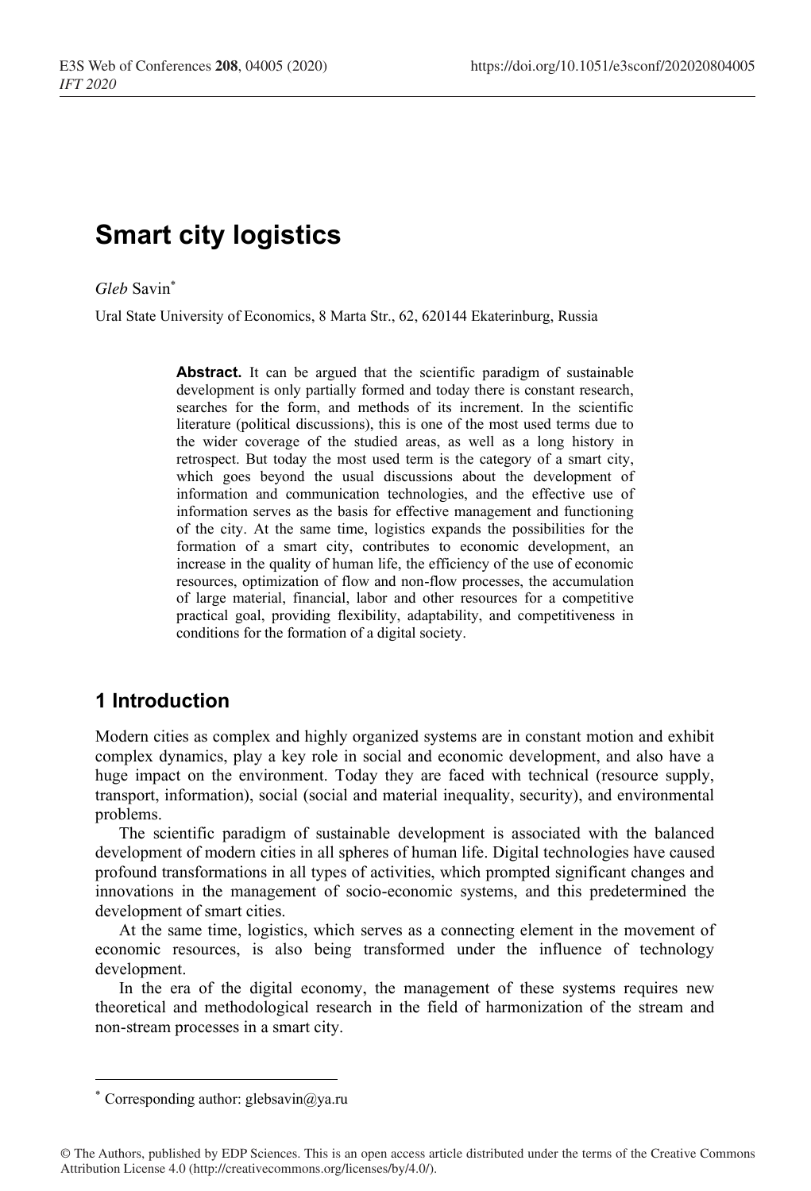# Smart city logistics

*Gleb* Savin[*]

Ural State University of Economics, 8 Marta Str., 62, 620144 Ekaterinburg, Russia

**Abstract.** It can be argued that the scientific paradigm of sustainable development is only partially formed and today there is constant research, searches for the form, and methods of its increment. In the scientific literature (political discussions), this is one of the most used terms due to the wider coverage of the studied areas, as well as a long history in retrospect. But today the most used term is the category of a smart city, which goes beyond the usual discussions about the development of information and communication technologies, and the effective use of information serves as the basis for effective management and functioning of the city. At the same time, logistics expands the possibilities for the formation of a smart city, contributes to economic development, an increase in the quality of human life, the efficiency of the use of economic resources, optimization of flow and non-flow processes, the accumulation of large material, financial, labor and other resources for a competitive practical goal, providing flexibility, adaptability, and competitiveness in conditions for the formation of a digital society.

## 1 Introduction

Modern cities as complex and highly organized systems are in constant motion and exhibit complex dynamics, play a key role in social and economic development, and also have a huge impact on the environment. Today they are faced with technical (resource supply, transport, information), social (social and material inequality, security), and environmental problems.

The scientific paradigm of sustainable development is associated with the balanced development of modern cities in all spheres of human life. Digital technologies have caused profound transformations in all types of activities, which prompted significant changes and innovations in the management of socio-economic systems, and this predetermined the development of smart cities.

At the same time, logistics, which serves as a connecting element in the movement of economic resources, is also being transformed under the influence of technology development.

In the era of the digital economy, the management of these systems requires new theoretical and methodological research in the field of harmonization of the stream and non-stream processes in a smart city.

[*] Corresponding author: glebsavin@ya.ru

© The Authors, published by EDP Sciences. This is an open access article distributed under the terms of the Creative Commons Attribution License 4.0 (http://creativecommons.org/licenses/by/4.0/).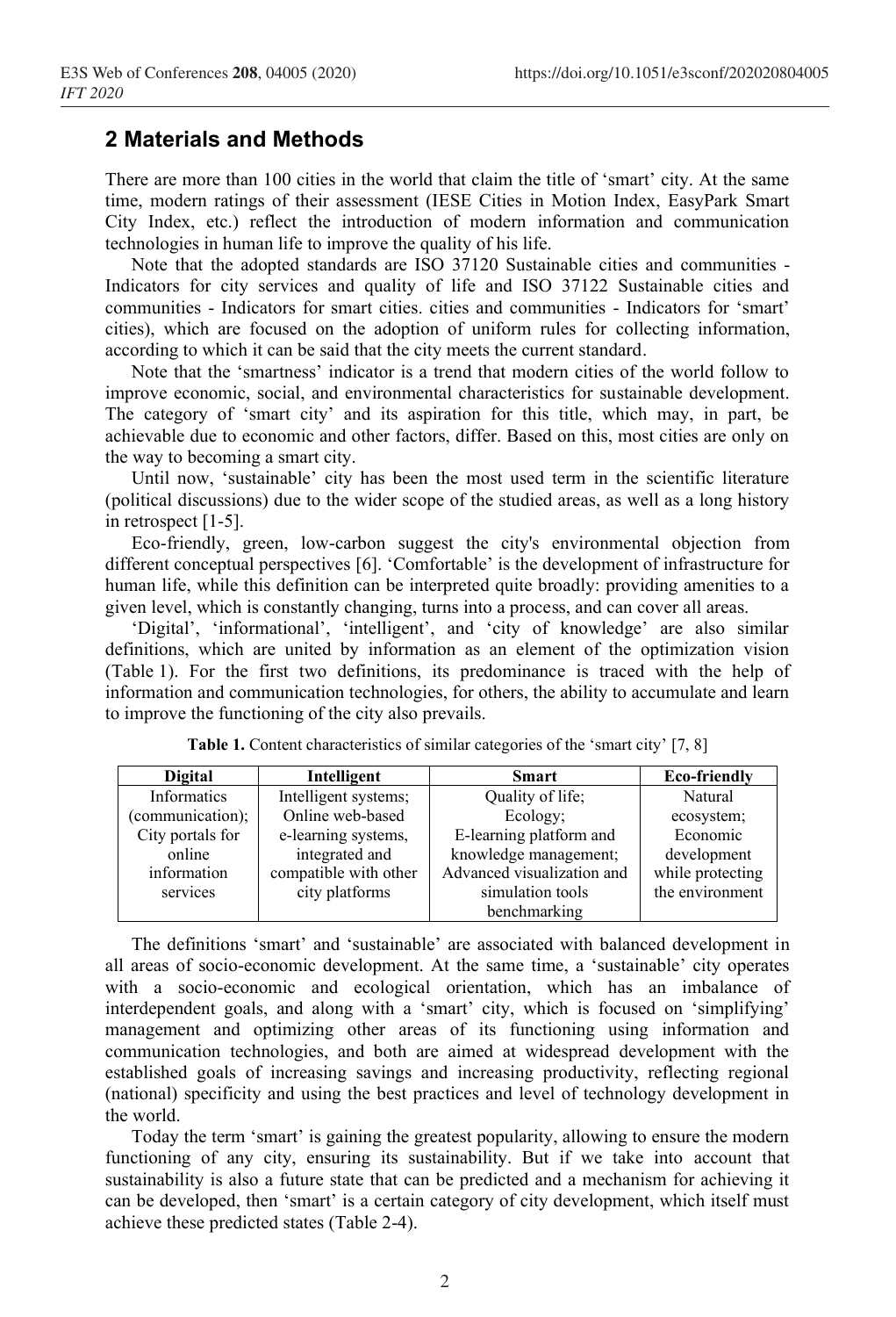## 2 Materials and Methods

There are more than 100 cities in the world that claim the title of 'smart' city. At the same time, modern ratings of their assessment (IESE Cities in Motion Index, EasyPark Smart City Index, etc.) reflect the introduction of modern information and communication technologies in human life to improve the quality of his life.

Note that the adopted standards are ISO 37120 Sustainable cities and communities - Indicators for city services and quality of life and ISO 37122 Sustainable cities and communities - Indicators for smart cities. cities and communities - Indicators for 'smart' cities), which are focused on the adoption of uniform rules for collecting information, according to which it can be said that the city meets the current standard.

Note that the 'smartness' indicator is a trend that modern cities of the world follow to improve economic, social, and environmental characteristics for sustainable development. The category of 'smart city' and its aspiration for this title, which may, in part, be achievable due to economic and other factors, differ. Based on this, most cities are only on the way to becoming a smart city.

Until now, 'sustainable' city has been the most used term in the scientific literature (political discussions) due to the wider scope of the studied areas, as well as a long history in retrospect [1-5].

Eco-friendly, green, low-carbon suggest the city's environmental objection from different conceptual perspectives [6]. 'Comfortable' is the development of infrastructure for human life, while this definition can be interpreted quite broadly: providing amenities to a given level, which is constantly changing, turns into a process, and can cover all areas.

'Digital', 'informational', 'intelligent', and 'city of knowledge' are also similar definitions, which are united by information as an element of the optimization vision (Table 1). For the first two definitions, its predominance is traced with the help of information and communication technologies, for others, the ability to accumulate and learn to improve the functioning of the city also prevails.

**Table 1.** Content characteristics of similar categories of the 'smart city' [7, 8]

| Digital | Intelligent | Smart | Eco-friendly |
| --- | --- | --- | --- |
| Informatics (communication); City portals for online information services | Intelligent systems; Online web-based e-learning systems, integrated and compatible with other city platforms | Quality of life; Ecology; E-learning platform and knowledge management; Advanced visualization and simulation tools benchmarking | Natural ecosystem; Economic development while protecting the environment |

The definitions 'smart' and 'sustainable' are associated with balanced development in all areas of socio-economic development. At the same time, a 'sustainable' city operates with a socio-economic and ecological orientation, which has an imbalance of interdependent goals, and along with a 'smart' city, which is focused on 'simplifying' management and optimizing other areas of its functioning using information and communication technologies, and both are aimed at widespread development with the established goals of increasing savings and increasing productivity, reflecting regional (national) specificity and using the best practices and level of technology development in the world.

Today the term 'smart' is gaining the greatest popularity, allowing to ensure the modern functioning of any city, ensuring its sustainability. But if we take into account that sustainability is also a future state that can be predicted and a mechanism for achieving it can be developed, then 'smart' is a certain category of city development, which itself must achieve these predicted states (Table 2-4).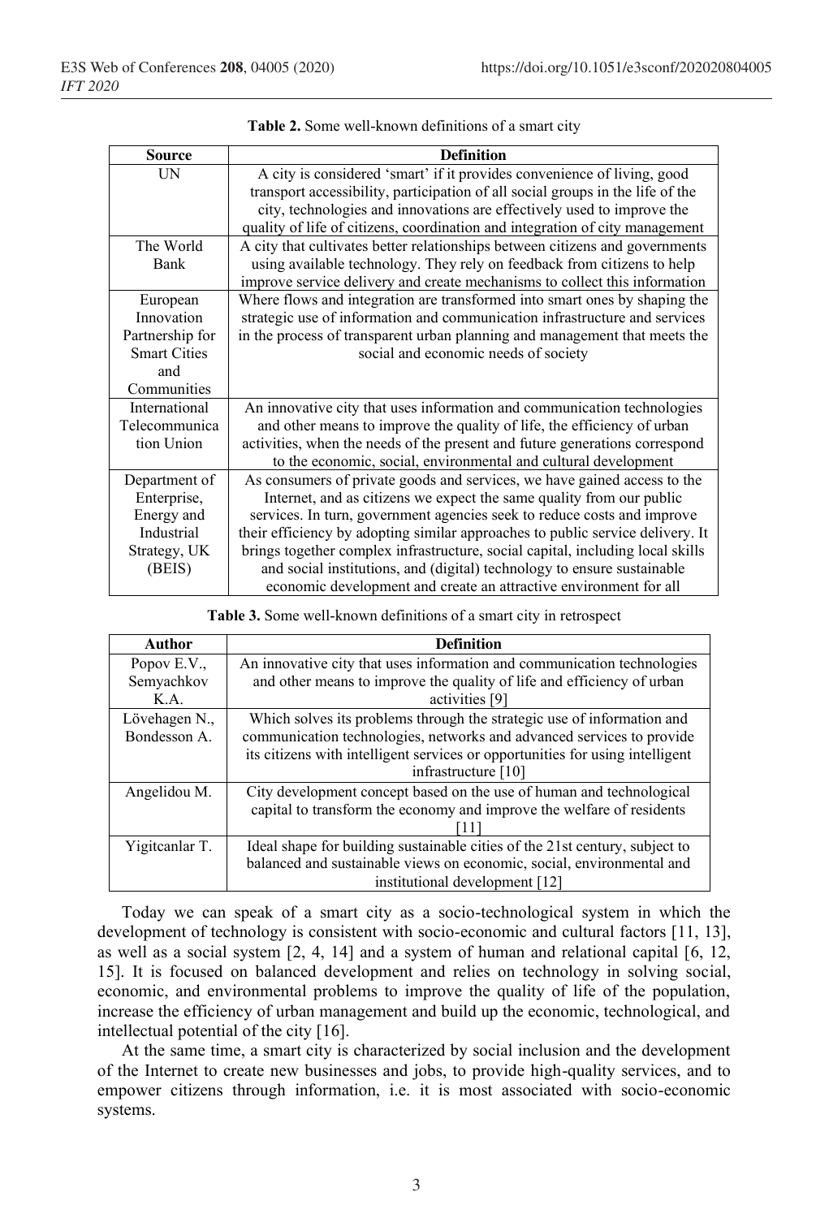**Table 2.** Some well-known definitions of a smart city

| Source | Definition |
| --- | --- |
| UN | A city is considered 'smart' if it provides convenience of living, good transport accessibility, participation of all social groups in the life of the city, technologies and innovations are effectively used to improve the quality of life of citizens, coordination and integration of city management |
| The World Bank | A city that cultivates better relationships between citizens and governments using available technology. They rely on feedback from citizens to help improve service delivery and create mechanisms to collect this information |
| European Innovation Partnership for Smart Cities and Communities | Where flows and integration are transformed into smart ones by shaping the strategic use of information and communication infrastructure and services in the process of transparent urban planning and management that meets the social and economic needs of society |
| International Telecommunication Union | An innovative city that uses information and communication technologies and other means to improve the quality of life, the efficiency of urban activities, when the needs of the present and future generations correspond to the economic, social, environmental and cultural development |
| Department of Enterprise, Energy and Industrial Strategy, UK (BEIS) | As consumers of private goods and services, we have gained access to the Internet, and as citizens we expect the same quality from our public services. In turn, government agencies seek to reduce costs and improve their efficiency by adopting similar approaches to public service delivery. It brings together complex infrastructure, social capital, including local skills and social institutions, and (digital) technology to ensure sustainable economic development and create an attractive environment for all |

**Table 3.** Some well-known definitions of a smart city in retrospect

| Author | Definition |
| --- | --- |
| Popov E.V., Semyachkov K.A. | An innovative city that uses information and communication technologies and other means to improve the quality of life and efficiency of urban activities [9] |
| Lövehagen N., Bondesson A. | Which solves its problems through the strategic use of information and communication technologies, networks and advanced services to provide its citizens with intelligent services or opportunities for using intelligent infrastructure [10] |
| Angelidou M. | City development concept based on the use of human and technological capital to transform the economy and improve the welfare of residents [11] |
| Yigitcanlar T. | Ideal shape for building sustainable cities of the 21st century, subject to balanced and sustainable views on economic, social, environmental and institutional development [12] |

Today we can speak of a smart city as a socio-technological system in which the development of technology is consistent with socio-economic and cultural factors [11, 13], as well as a social system [2, 4, 14] and a system of human and relational capital [6, 12, 15]. It is focused on balanced development and relies on technology in solving social, economic, and environmental problems to improve the quality of life of the population, increase the efficiency of urban management and build up the economic, technological, and intellectual potential of the city [16].

At the same time, a smart city is characterized by social inclusion and the development of the Internet to create new businesses and jobs, to provide high-quality services, and to empower citizens through information, i.e. it is most associated with socio-economic systems.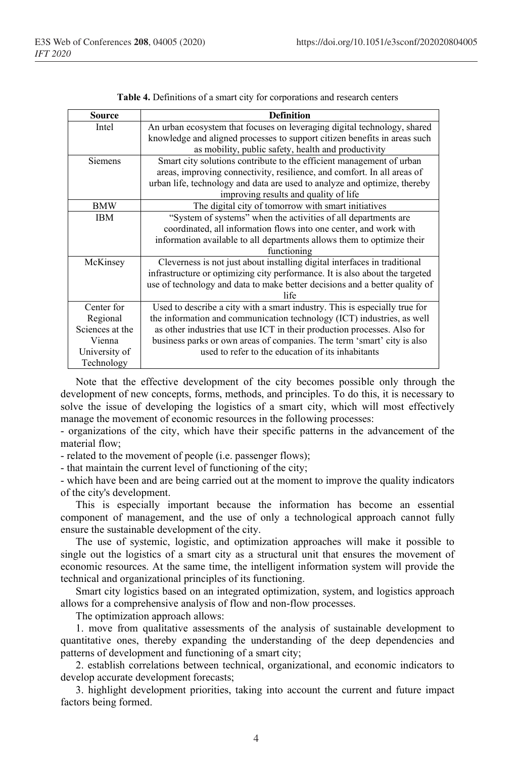**Table 4.** Definitions of a smart city for corporations and research centers

| Source | Definition |
|---|---|
| Intel | An urban ecosystem that focuses on leveraging digital technology, shared knowledge and aligned processes to support citizen benefits in areas such as mobility, public safety, health and productivity |
| Siemens | Smart city solutions contribute to the efficient management of urban areas, improving connectivity, resilience, and comfort. In all areas of urban life, technology and data are used to analyze and optimize, thereby improving results and quality of life |
| BMW | The digital city of tomorrow with smart initiatives |
| IBM | "System of systems" when the activities of all departments are coordinated, all information flows into one center, and work with information available to all departments allows them to optimize their functioning |
| McKinsey | Cleverness is not just about installing digital interfaces in traditional infrastructure or optimizing city performance. It is also about the targeted use of technology and data to make better decisions and a better quality of life |
| Center for Regional Sciences at the Vienna University of Technology | Used to describe a city with a smart industry. This is especially true for the information and communication technology (ICT) industries, as well as other industries that use ICT in their production processes. Also for business parks or own areas of companies. The term 'smart' city is also used to refer to the education of its inhabitants |

Note that the effective development of the city becomes possible only through the development of new concepts, forms, methods, and principles. To do this, it is necessary to solve the issue of developing the logistics of a smart city, which will most effectively manage the movement of economic resources in the following processes:

- organizations of the city, which have their specific patterns in the advancement of the material flow;
- related to the movement of people (i.e. passenger flows);
- that maintain the current level of functioning of the city;
- which have been and are being carried out at the moment to improve the quality indicators of the city's development.

This is especially important because the information has become an essential component of management, and the use of only a technological approach cannot fully ensure the sustainable development of the city.

The use of systemic, logistic, and optimization approaches will make it possible to single out the logistics of a smart city as a structural unit that ensures the movement of economic resources. At the same time, the intelligent information system will provide the technical and organizational principles of its functioning.

Smart city logistics based on an integrated optimization, system, and logistics approach allows for a comprehensive analysis of flow and non-flow processes.

The optimization approach allows:

1. move from qualitative assessments of the analysis of sustainable development to quantitative ones, thereby expanding the understanding of the deep dependencies and patterns of development and functioning of a smart city;
2. establish correlations between technical, organizational, and economic indicators to develop accurate development forecasts;
3. highlight development priorities, taking into account the current and future impact factors being formed.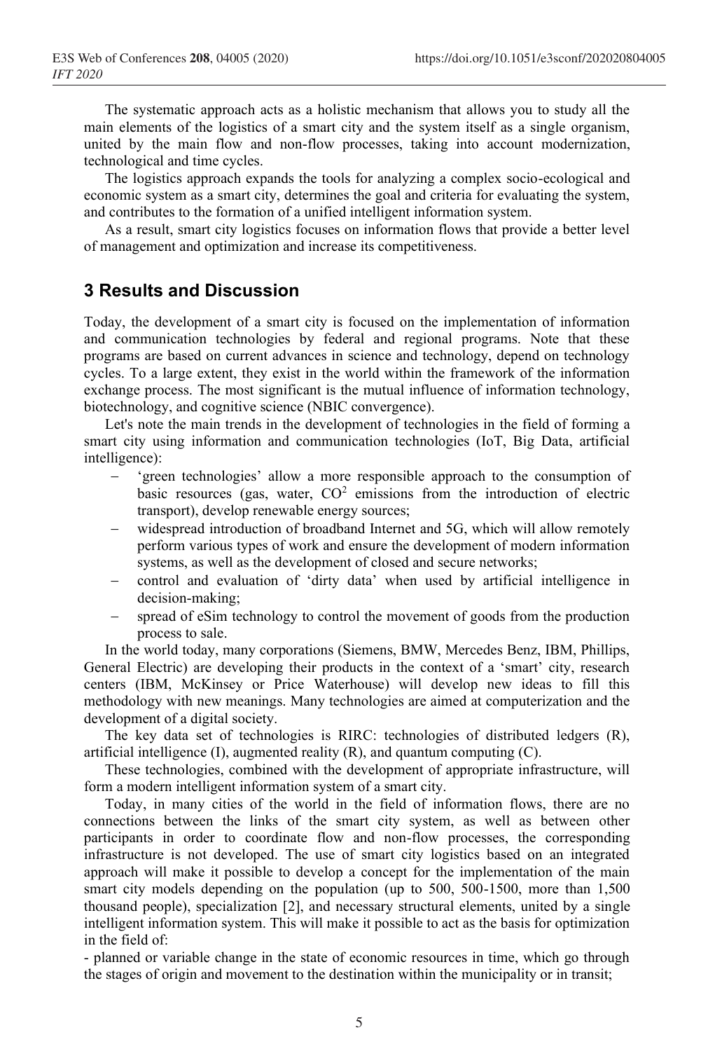The systematic approach acts as a holistic mechanism that allows you to study all the main elements of the logistics of a smart city and the system itself as a single organism, united by the main flow and non-flow processes, taking into account modernization, technological and time cycles.

The logistics approach expands the tools for analyzing a complex socio-ecological and economic system as a smart city, determines the goal and criteria for evaluating the system, and contributes to the formation of a unified intelligent information system.

As a result, smart city logistics focuses on information flows that provide a better level of management and optimization and increase its competitiveness.

## 3 Results and Discussion

Today, the development of a smart city is focused on the implementation of information and communication technologies by federal and regional programs. Note that these programs are based on current advances in science and technology, depend on technology cycles. To a large extent, they exist in the world within the framework of the information exchange process. The most significant is the mutual influence of information technology, biotechnology, and cognitive science (NBIC convergence).

Let's note the main trends in the development of technologies in the field of forming a smart city using information and communication technologies (IoT, Big Data, artificial intelligence):

- 'green technologies' allow a more responsible approach to the consumption of basic resources (gas, water, $CO^2$ emissions from the introduction of electric transport), develop renewable energy sources;
- widespread introduction of broadband Internet and 5G, which will allow remotely perform various types of work and ensure the development of modern information systems, as well as the development of closed and secure networks;
- control and evaluation of 'dirty data' when used by artificial intelligence in decision-making;
- spread of eSim technology to control the movement of goods from the production process to sale.

In the world today, many corporations (Siemens, BMW, Mercedes Benz, IBM, Phillips, General Electric) are developing their products in the context of a 'smart' city, research centers (IBM, McKinsey or Price Waterhouse) will develop new ideas to fill this methodology with new meanings. Many technologies are aimed at computerization and the development of a digital society.

The key data set of technologies is RIRC: technologies of distributed ledgers (R), artificial intelligence (I), augmented reality (R), and quantum computing (C).

These technologies, combined with the development of appropriate infrastructure, will form a modern intelligent information system of a smart city.

Today, in many cities of the world in the field of information flows, there are no connections between the links of the smart city system, as well as between other participants in order to coordinate flow and non-flow processes, the corresponding infrastructure is not developed. The use of smart city logistics based on an integrated approach will make it possible to develop a concept for the implementation of the main smart city models depending on the population (up to 500, 500-1500, more than 1,500 thousand people), specialization [2], and necessary structural elements, united by a single intelligent information system. This will make it possible to act as the basis for optimization in the field of:

- planned or variable change in the state of economic resources in time, which go through the stages of origin and movement to the destination within the municipality or in transit;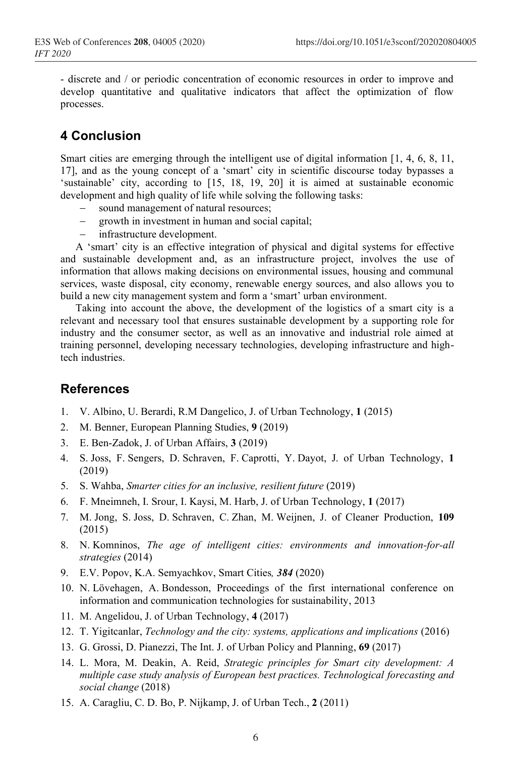- discrete and / or periodic concentration of economic resources in order to improve and develop quantitative and qualitative indicators that affect the optimization of flow processes.

## 4 Conclusion

Smart cities are emerging through the intelligent use of digital information [1, 4, 6, 8, 11, 17], and as the young concept of a 'smart' city in scientific discourse today bypasses a 'sustainable' city, according to [15, 18, 19, 20] it is aimed at sustainable economic development and high quality of life while solving the following tasks:

- sound management of natural resources;
- growth in investment in human and social capital;
- infrastructure development.

A 'smart' city is an effective integration of physical and digital systems for effective and sustainable development and, as an infrastructure project, involves the use of information that allows making decisions on environmental issues, housing and communal services, waste disposal, city economy, renewable energy sources, and also allows you to build a new city management system and form a 'smart' urban environment.

Taking into account the above, the development of the logistics of a smart city is a relevant and necessary tool that ensures sustainable development by a supporting role for industry and the consumer sector, as well as an innovative and industrial role aimed at training personnel, developing necessary technologies, developing infrastructure and high-tech industries.

## References

1. V. Albino, U. Berardi, R.M Dangelico, J. of Urban Technology, **1** (2015)
2. M. Benner, European Planning Studies, **9** (2019)
3. E. Ben-Zadok, J. of Urban Affairs, **3** (2019)
4. S. Joss, F. Sengers, D. Schraven, F. Caprotti, Y. Dayot, J. of Urban Technology, **1** (2019)
5. S. Wahba, *Smarter cities for an inclusive, resilient future* (2019)
6. F. Mneimneh, I. Srour, I. Kaysi, M. Harb, J. of Urban Technology, **1** (2017)
7. M. Jong, S. Joss, D. Schraven, C. Zhan, M. Weijnen, J. of Cleaner Production, **109** (2015)
8. N. Komninos, *The age of intelligent cities: environments and innovation-for-all strategies* (2014)
9. E.V. Popov, K.A. Semyachkov, Smart Cities*, **384*** (2020)
10. N. Lövehagen, A. Bondesson, Proceedings of the first international conference on information and communication technologies for sustainability, 2013
11. M. Angelidou, J. of Urban Technology, **4** (2017)
12. T. Yigitcanlar, *Technology and the city: systems, applications and implications* (2016)
13. G. Grossi, D. Pianezzi, The Int. J. of Urban Policy and Planning, **69** (2017)
14. L. Mora, M. Deakin, A. Reid, *Strategic principles for Smart city development: A multiple case study analysis of European best practices. Technological forecasting and social change* (2018)
15. A. Caragliu, C. D. Bo, P. Nijkamp, J. of Urban Tech., **2** (2011)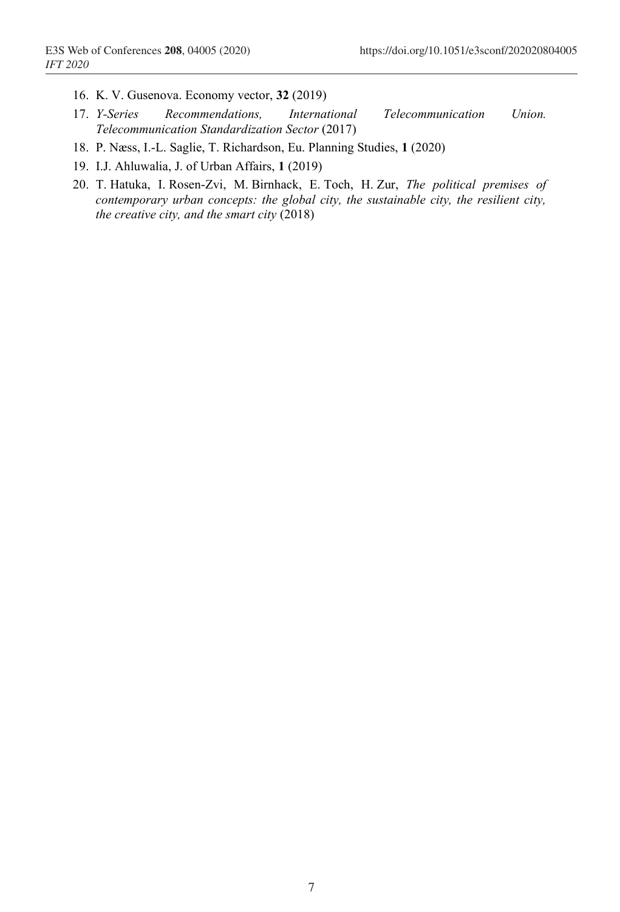16. K. V. Gusenova. Economy vector, **32** (2019)
17. *Y-Series Recommendations, International Telecommunication Union. Telecommunication Standardization Sector* (2017)
18. P. Næss, I.-L. Saglie, T. Richardson, Eu. Planning Studies, **1** (2020)
19. I.J. Ahluwalia, J. of Urban Affairs, **1** (2019)
20. T. Hatuka, I. Rosen-Zvi, M. Birnhack, E. Toch, H. Zur, *The political premises of contemporary urban concepts: the global city, the sustainable city, the resilient city, the creative city, and the smart city* (2018)